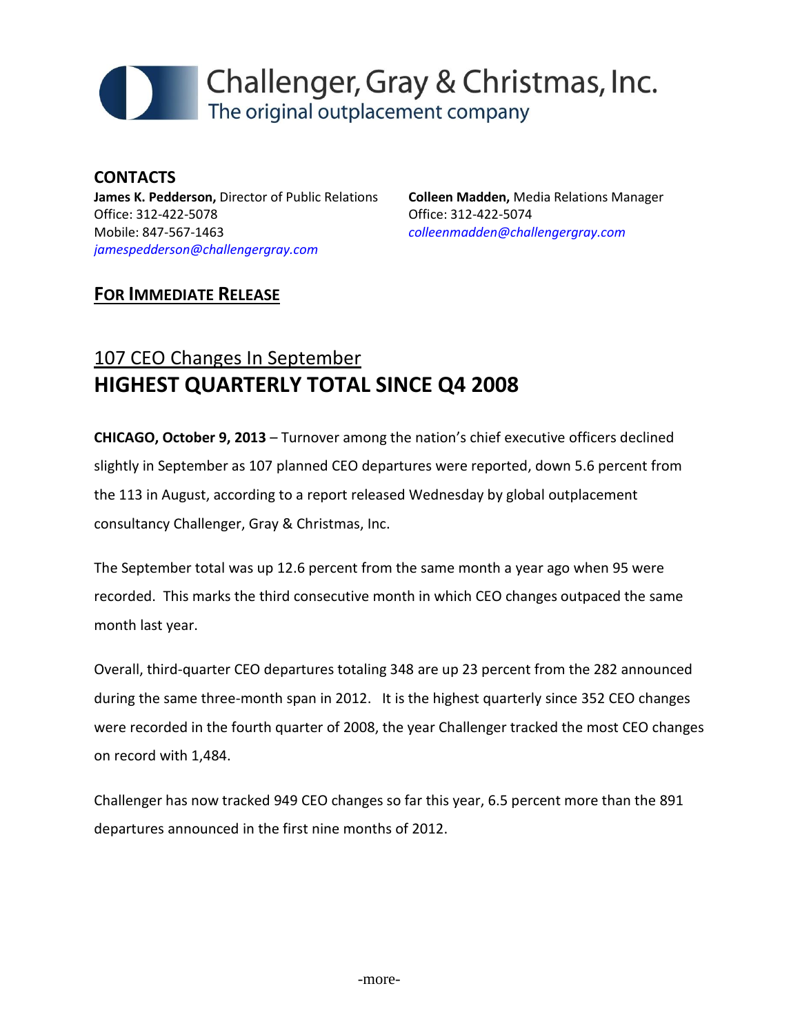Challenger, Gray & Christmas, Inc.
The original outplacement company

**CONTACTS**

**James K. Pedderson,** Director of Public Relations
Office: 312-422-5078
Mobile: 847-567-1463
*jamespedderson@challengergray.com*

**Colleen Madden,** Media Relations Manager
Office: 312-422-5074
*colleenmadden@challengergray.com*

**FOR IMMEDIATE RELEASE**

## 107 CEO Changes In September

# HIGHEST QUARTERLY TOTAL SINCE Q4 2008

**CHICAGO, October 9, 2013** – Turnover among the nation's chief executive officers declined slightly in September as 107 planned CEO departures were reported, down 5.6 percent from the 113 in August, according to a report released Wednesday by global outplacement consultancy Challenger, Gray & Christmas, Inc.

The September total was up 12.6 percent from the same month a year ago when 95 were recorded. This marks the third consecutive month in which CEO changes outpaced the same month last year.

Overall, third-quarter CEO departures totaling 348 are up 23 percent from the 282 announced during the same three-month span in 2012. It is the highest quarterly since 352 CEO changes were recorded in the fourth quarter of 2008, the year Challenger tracked the most CEO changes on record with 1,484.

Challenger has now tracked 949 CEO changes so far this year, 6.5 percent more than the 891 departures announced in the first nine months of 2012.

-more-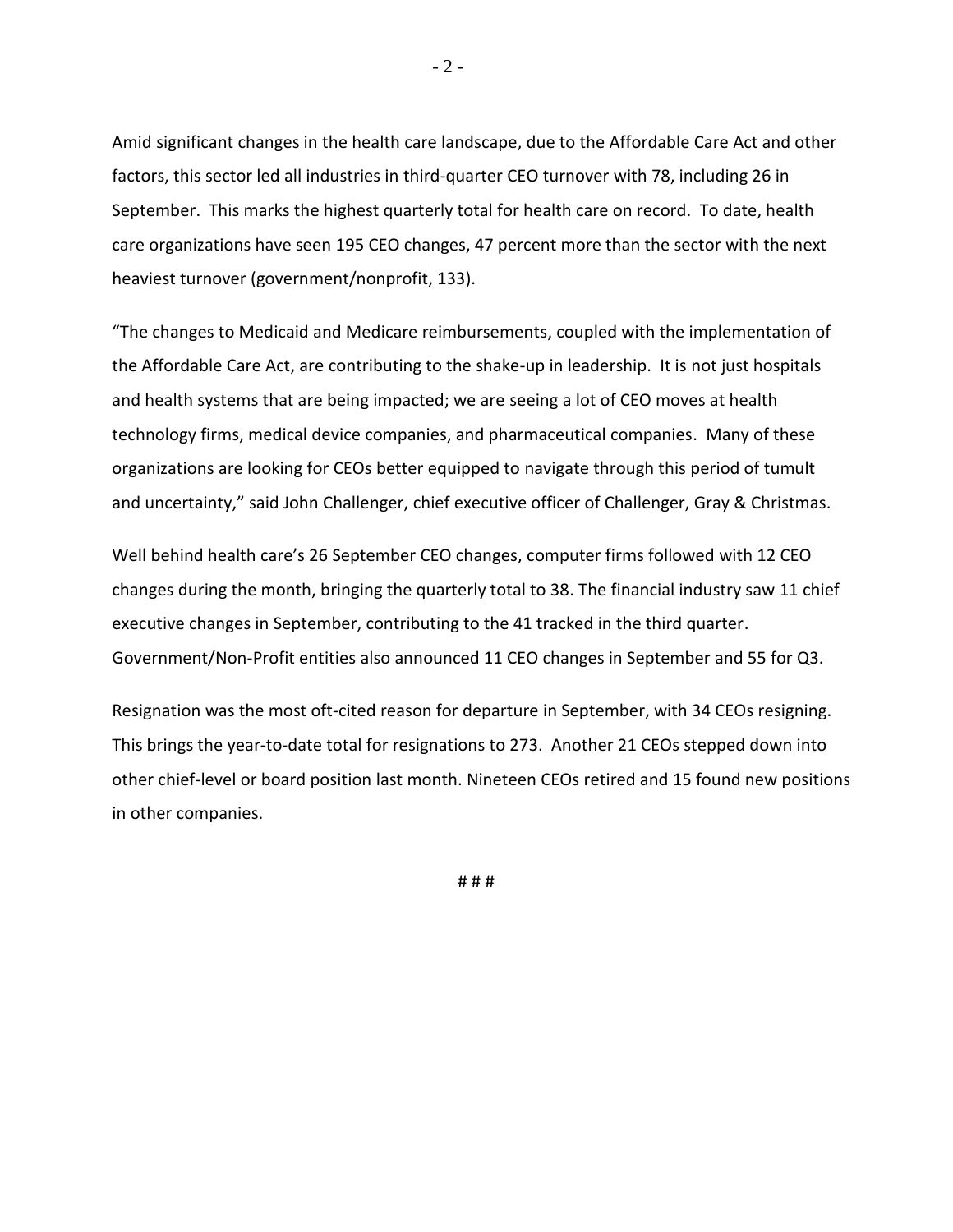Amid significant changes in the health care landscape, due to the Affordable Care Act and other factors, this sector led all industries in third-quarter CEO turnover with 78, including 26 in September. This marks the highest quarterly total for health care on record. To date, health care organizations have seen 195 CEO changes, 47 percent more than the sector with the next heaviest turnover (government/nonprofit, 133).

"The changes to Medicaid and Medicare reimbursements, coupled with the implementation of the Affordable Care Act, are contributing to the shake-up in leadership. It is not just hospitals and health systems that are being impacted; we are seeing a lot of CEO moves at health technology firms, medical device companies, and pharmaceutical companies. Many of these organizations are looking for CEOs better equipped to navigate through this period of tumult and uncertainty," said John Challenger, chief executive officer of Challenger, Gray & Christmas.

Well behind health care's 26 September CEO changes, computer firms followed with 12 CEO changes during the month, bringing the quarterly total to 38. The financial industry saw 11 chief executive changes in September, contributing to the 41 tracked in the third quarter. Government/Non-Profit entities also announced 11 CEO changes in September and 55 for Q3.

Resignation was the most oft-cited reason for departure in September, with 34 CEOs resigning. This brings the year-to-date total for resignations to 273. Another 21 CEOs stepped down into other chief-level or board position last month. Nineteen CEOs retired and 15 found new positions in other companies.

# # #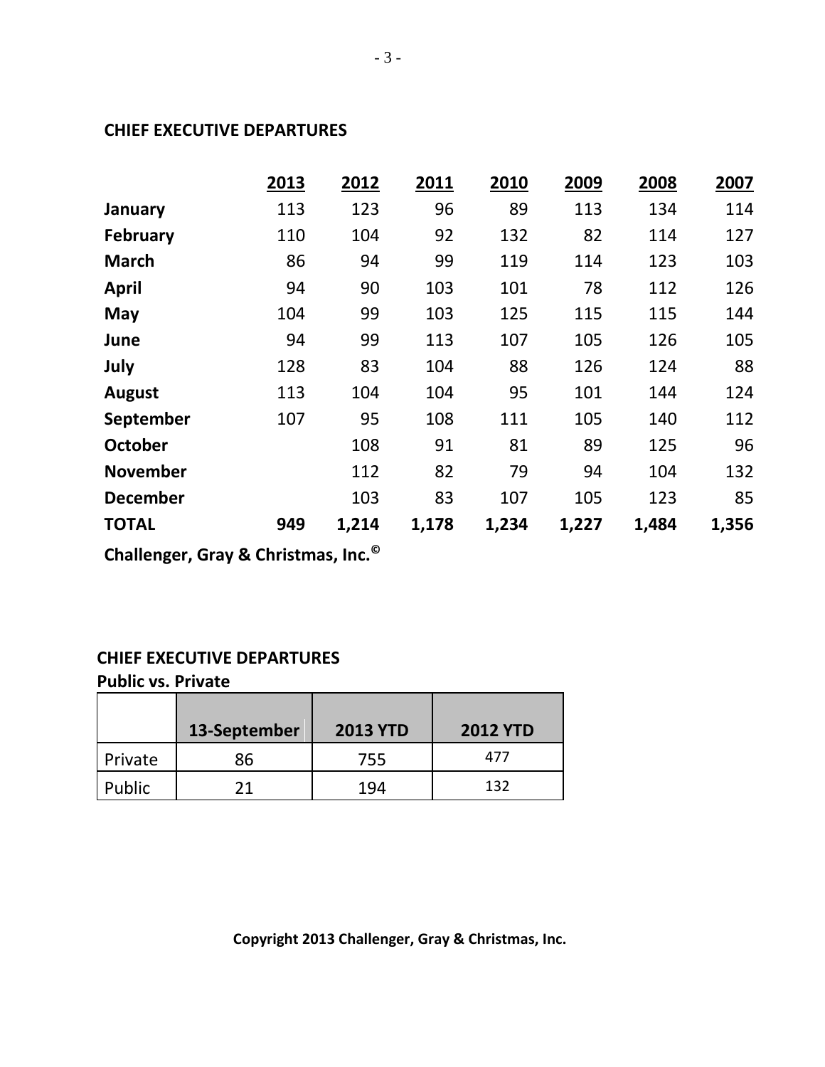**CHIEF EXECUTIVE DEPARTURES**

| | 2013 | 2012 | 2011 | 2010 | 2009 | 2008 | 2007 |
|---|---|---|---|---|---|---|---|
| **January** | 113 | 123 | 96 | 89 | 113 | 134 | 114 |
| **February** | 110 | 104 | 92 | 132 | 82 | 114 | 127 |
| **March** | 86 | 94 | 99 | 119 | 114 | 123 | 103 |
| **April** | 94 | 90 | 103 | 101 | 78 | 112 | 126 |
| **May** | 104 | 99 | 103 | 125 | 115 | 115 | 144 |
| **June** | 94 | 99 | 113 | 107 | 105 | 126 | 105 |
| **July** | 128 | 83 | 104 | 88 | 126 | 124 | 88 |
| **August** | 113 | 104 | 104 | 95 | 101 | 144 | 124 |
| **September** | 107 | 95 | 108 | 111 | 105 | 140 | 112 |
| **October** | | 108 | 91 | 81 | 89 | 125 | 96 |
| **November** | | 112 | 82 | 79 | 94 | 104 | 132 |
| **December** | | 103 | 83 | 107 | 105 | 123 | 85 |
| **TOTAL** | **949** | **1,214** | **1,178** | **1,234** | **1,227** | **1,484** | **1,356** |

**Challenger, Gray & Christmas, Inc.©**

**CHIEF EXECUTIVE DEPARTURES**
**Public vs. Private**

| | 13-September | 2013 YTD | 2012 YTD |
|---|---|---|---|
| Private | 86 | 755 | 477 |
| Public | 21 | 194 | 132 |

**Copyright 2013 Challenger, Gray & Christmas, Inc.**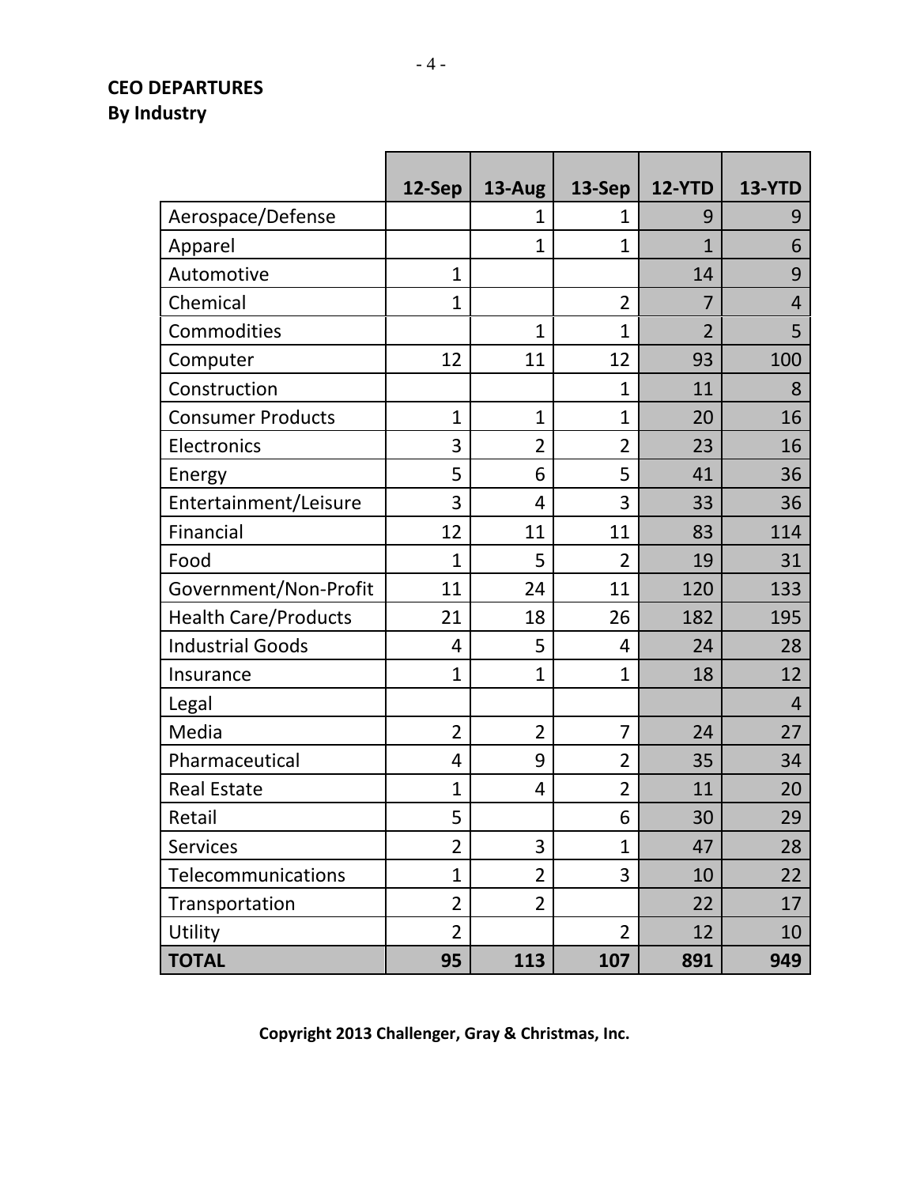**CEO DEPARTURES**
**By Industry**

| | 12-Sep | 13-Aug | 13-Sep | 12-YTD | 13-YTD |
|---|---|---|---|---|---|
| Aerospace/Defense | | 1 | 1 | 9 | 9 |
| Apparel | | 1 | 1 | 1 | 6 |
| Automotive | 1 | | | 14 | 9 |
| Chemical | 1 | | 2 | 7 | 4 |
| Commodities | | 1 | 1 | 2 | 5 |
| Computer | 12 | 11 | 12 | 93 | 100 |
| Construction | | | 1 | 11 | 8 |
| Consumer Products | 1 | 1 | 1 | 20 | 16 |
| Electronics | 3 | 2 | 2 | 23 | 16 |
| Energy | 5 | 6 | 5 | 41 | 36 |
| Entertainment/Leisure | 3 | 4 | 3 | 33 | 36 |
| Financial | 12 | 11 | 11 | 83 | 114 |
| Food | 1 | 5 | 2 | 19 | 31 |
| Government/Non-Profit | 11 | 24 | 11 | 120 | 133 |
| Health Care/Products | 21 | 18 | 26 | 182 | 195 |
| Industrial Goods | 4 | 5 | 4 | 24 | 28 |
| Insurance | 1 | 1 | 1 | 18 | 12 |
| Legal | | | | | 4 |
| Media | 2 | 2 | 7 | 24 | 27 |
| Pharmaceutical | 4 | 9 | 2 | 35 | 34 |
| Real Estate | 1 | 4 | 2 | 11 | 20 |
| Retail | 5 | | 6 | 30 | 29 |
| Services | 2 | 3 | 1 | 47 | 28 |
| Telecommunications | 1 | 2 | 3 | 10 | 22 |
| Transportation | 2 | 2 | | 22 | 17 |
| Utility | 2 | | 2 | 12 | 10 |
| **TOTAL** | **95** | **113** | **107** | **891** | **949** |

**Copyright 2013 Challenger, Gray & Christmas, Inc.**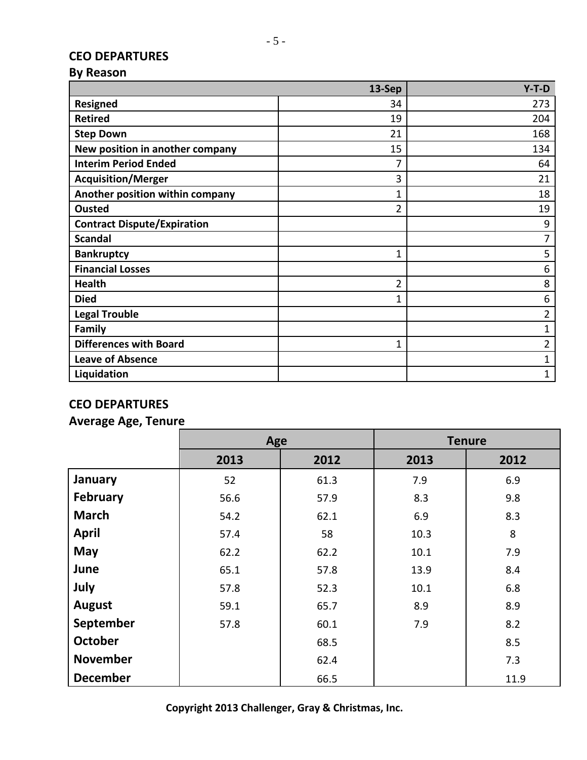**CEO DEPARTURES**
**By Reason**

| | 13-Sep | Y-T-D |
|---|---|---|
| **Resigned** | 34 | 273 |
| **Retired** | 19 | 204 |
| **Step Down** | 21 | 168 |
| **New position in another company** | 15 | 134 |
| **Interim Period Ended** | 7 | 64 |
| **Acquisition/Merger** | 3 | 21 |
| **Another position within company** | 1 | 18 |
| **Ousted** | 2 | 19 |
| **Contract Dispute/Expiration** | | 9 |
| **Scandal** | | 7 |
| **Bankruptcy** | 1 | 5 |
| **Financial Losses** | | 6 |
| **Health** | 2 | 8 |
| **Died** | 1 | 6 |
| **Legal Trouble** | | 2 |
| **Family** | | 1 |
| **Differences with Board** | 1 | 2 |
| **Leave of Absence** | | 1 |
| **Liquidation** | | 1 |

**CEO DEPARTURES**
**Average Age, Tenure**

| | Age | | Tenure | |
|---|---|---|---|---|
| | 2013 | 2012 | 2013 | 2012 |
| **January** | 52 | 61.3 | 7.9 | 6.9 |
| **February** | 56.6 | 57.9 | 8.3 | 9.8 |
| **March** | 54.2 | 62.1 | 6.9 | 8.3 |
| **April** | 57.4 | 58 | 10.3 | 8 |
| **May** | 62.2 | 62.2 | 10.1 | 7.9 |
| **June** | 65.1 | 57.8 | 13.9 | 8.4 |
| **July** | 57.8 | 52.3 | 10.1 | 6.8 |
| **August** | 59.1 | 65.7 | 8.9 | 8.9 |
| **September** | 57.8 | 60.1 | 7.9 | 8.2 |
| **October** | | 68.5 | | 8.5 |
| **November** | | 62.4 | | 7.3 |
| **December** | | 66.5 | | 11.9 |

**Copyright 2013 Challenger, Gray & Christmas, Inc.**